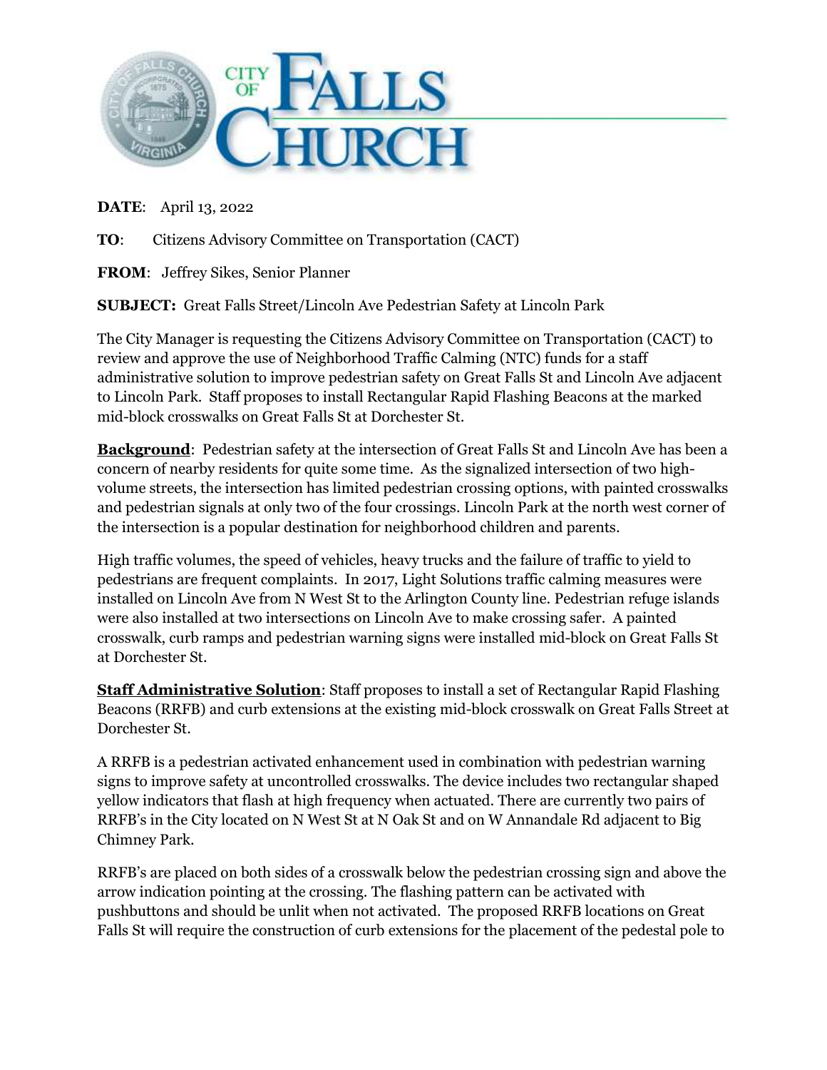**DATE**: April 13, 2022

**TO**: Citizens Advisory Committee on Transportation (CACT)

**FROM**: Jeffrey Sikes, Senior Planner

**SUBJECT:** Great Falls Street/Lincoln Ave Pedestrian Safety at Lincoln Park

The City Manager is requesting the Citizens Advisory Committee on Transportation (CACT) to review and approve the use of Neighborhood Traffic Calming (NTC) funds for a staff administrative solution to improve pedestrian safety on Great Falls St and Lincoln Ave adjacent to Lincoln Park. Staff proposes to install Rectangular Rapid Flashing Beacons at the marked mid-block crosswalks on Great Falls St at Dorchester St.

**<u>Background</u>**: Pedestrian safety at the intersection of Great Falls St and Lincoln Ave has been a concern of nearby residents for quite some time. As the signalized intersection of two high-volume streets, the intersection has limited pedestrian crossing options, with painted crosswalks and pedestrian signals at only two of the four crossings. Lincoln Park at the north west corner of the intersection is a popular destination for neighborhood children and parents.

High traffic volumes, the speed of vehicles, heavy trucks and the failure of traffic to yield to pedestrians are frequent complaints. In 2017, Light Solutions traffic calming measures were installed on Lincoln Ave from N West St to the Arlington County line. Pedestrian refuge islands were also installed at two intersections on Lincoln Ave to make crossing safer. A painted crosswalk, curb ramps and pedestrian warning signs were installed mid-block on Great Falls St at Dorchester St.

**<u>Staff Administrative Solution</u>**: Staff proposes to install a set of Rectangular Rapid Flashing Beacons (RRFB) and curb extensions at the existing mid-block crosswalk on Great Falls Street at Dorchester St.

A RRFB is a pedestrian activated enhancement used in combination with pedestrian warning signs to improve safety at uncontrolled crosswalks. The device includes two rectangular shaped yellow indicators that flash at high frequency when actuated. There are currently two pairs of RRFB's in the City located on N West St at N Oak St and on W Annandale Rd adjacent to Big Chimney Park.

RRFB's are placed on both sides of a crosswalk below the pedestrian crossing sign and above the arrow indication pointing at the crossing. The flashing pattern can be activated with pushbuttons and should be unlit when not activated. The proposed RRFB locations on Great Falls St will require the construction of curb extensions for the placement of the pedestal pole to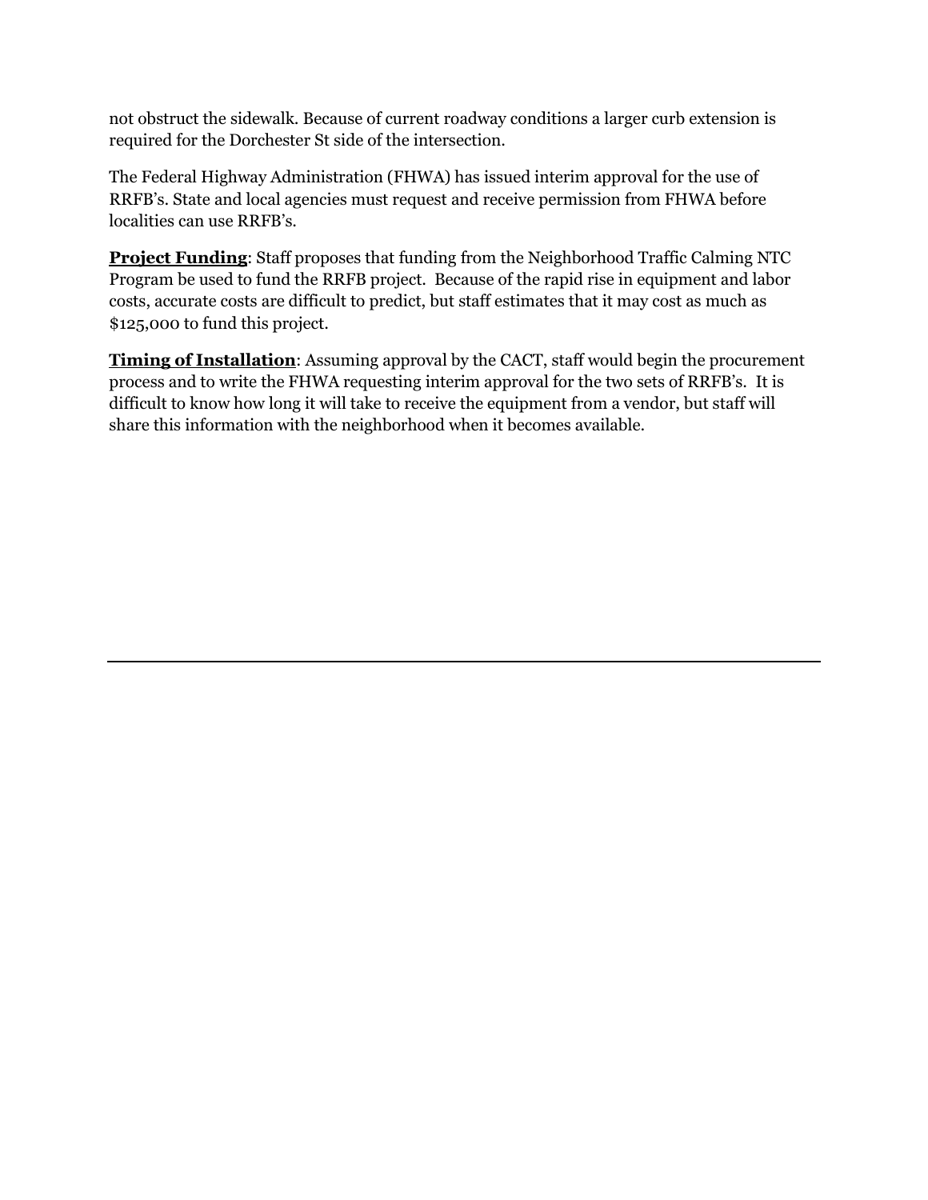not obstruct the sidewalk. Because of current roadway conditions a larger curb extension is required for the Dorchester St side of the intersection.

The Federal Highway Administration (FHWA) has issued interim approval for the use of RRFB's. State and local agencies must request and receive permission from FHWA before localities can use RRFB's.

**Project Funding**: Staff proposes that funding from the Neighborhood Traffic Calming NTC Program be used to fund the RRFB project. Because of the rapid rise in equipment and labor costs, accurate costs are difficult to predict, but staff estimates that it may cost as much as $125,000 to fund this project.

**Timing of Installation**: Assuming approval by the CACT, staff would begin the procurement process and to write the FHWA requesting interim approval for the two sets of RRFB's. It is difficult to know how long it will take to receive the equipment from a vendor, but staff will share this information with the neighborhood when it becomes available.

---